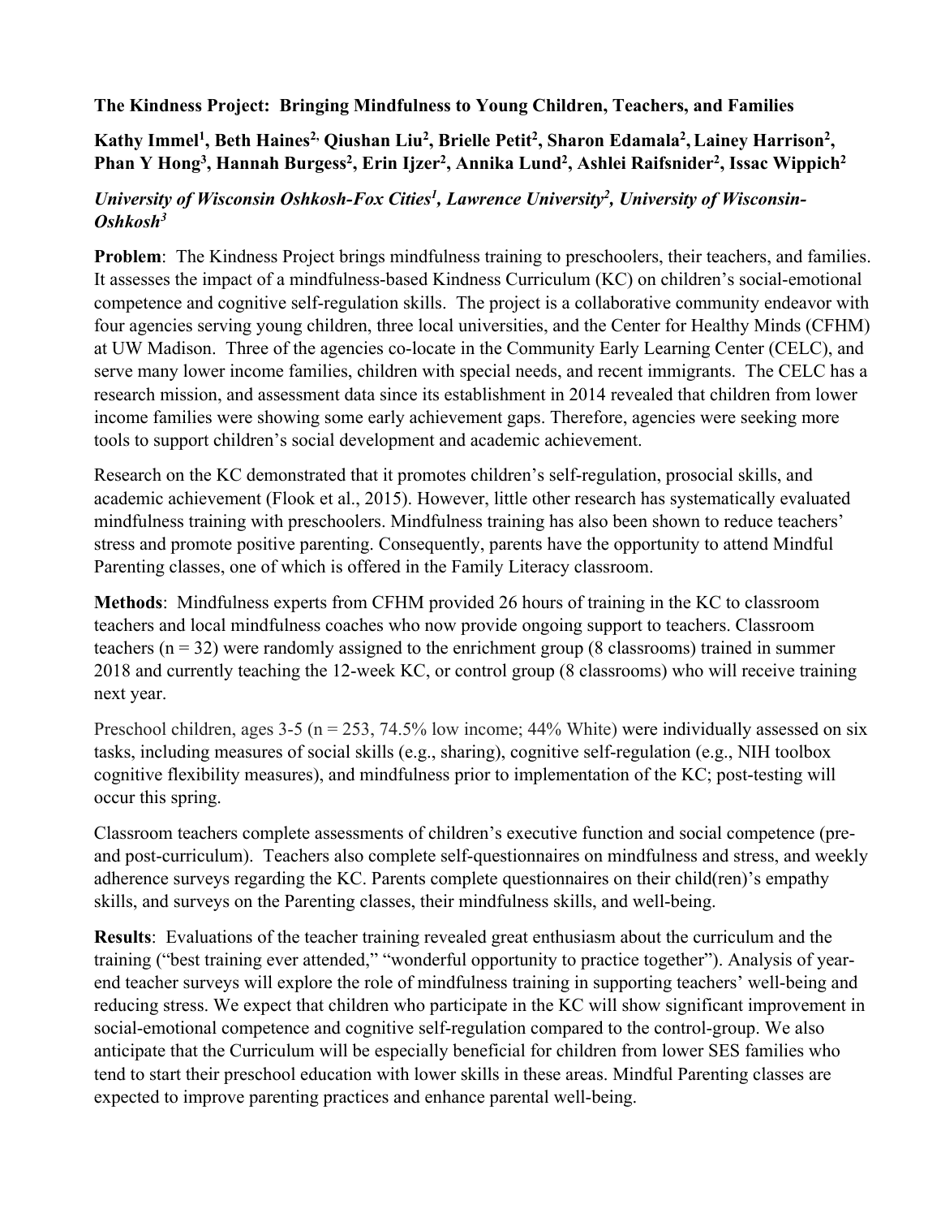# The Kindness Project: Bringing Mindfulness to Young Children, Teachers, and Families

**Kathy Immel[1], Beth Haines[2], Qiushan Liu[2], Brielle Petit[2], Sharon Edamala[2], Lainey Harrison[2], Phan Y Hong[3], Hannah Burgess[2], Erin Ijzer[2], Annika Lund[2], Ashlei Raifsnider[2], Issac Wippich[2]**

*University of Wisconsin Oshkosh-Fox Cities[1], Lawrence University[2], University of Wisconsin-Oshkosh[3]*

**Problem**: The Kindness Project brings mindfulness training to preschoolers, their teachers, and families. It assesses the impact of a mindfulness-based Kindness Curriculum (KC) on children's social-emotional competence and cognitive self-regulation skills. The project is a collaborative community endeavor with four agencies serving young children, three local universities, and the Center for Healthy Minds (CFHM) at UW Madison. Three of the agencies co-locate in the Community Early Learning Center (CELC), and serve many lower income families, children with special needs, and recent immigrants. The CELC has a research mission, and assessment data since its establishment in 2014 revealed that children from lower income families were showing some early achievement gaps. Therefore, agencies were seeking more tools to support children's social development and academic achievement.

Research on the KC demonstrated that it promotes children's self-regulation, prosocial skills, and academic achievement (Flook et al., 2015). However, little other research has systematically evaluated mindfulness training with preschoolers. Mindfulness training has also been shown to reduce teachers' stress and promote positive parenting. Consequently, parents have the opportunity to attend Mindful Parenting classes, one of which is offered in the Family Literacy classroom.

**Methods**: Mindfulness experts from CFHM provided 26 hours of training in the KC to classroom teachers and local mindfulness coaches who now provide ongoing support to teachers. Classroom teachers ($n = 32$) were randomly assigned to the enrichment group (8 classrooms) trained in summer 2018 and currently teaching the 12-week KC, or control group (8 classrooms) who will receive training next year.

Preschool children, ages 3-5 ($n = 253$, 74.5% low income; 44% White) were individually assessed on six tasks, including measures of social skills (e.g., sharing), cognitive self-regulation (e.g., NIH toolbox cognitive flexibility measures), and mindfulness prior to implementation of the KC; post-testing will occur this spring.

Classroom teachers complete assessments of children's executive function and social competence (pre- and post-curriculum). Teachers also complete self-questionnaires on mindfulness and stress, and weekly adherence surveys regarding the KC. Parents complete questionnaires on their child(ren)'s empathy skills, and surveys on the Parenting classes, their mindfulness skills, and well-being.

**Results**: Evaluations of the teacher training revealed great enthusiasm about the curriculum and the training ("best training ever attended," "wonderful opportunity to practice together"). Analysis of year-end teacher surveys will explore the role of mindfulness training in supporting teachers' well-being and reducing stress. We expect that children who participate in the KC will show significant improvement in social-emotional competence and cognitive self-regulation compared to the control-group. We also anticipate that the Curriculum will be especially beneficial for children from lower SES families who tend to start their preschool education with lower skills in these areas. Mindful Parenting classes are expected to improve parenting practices and enhance parental well-being.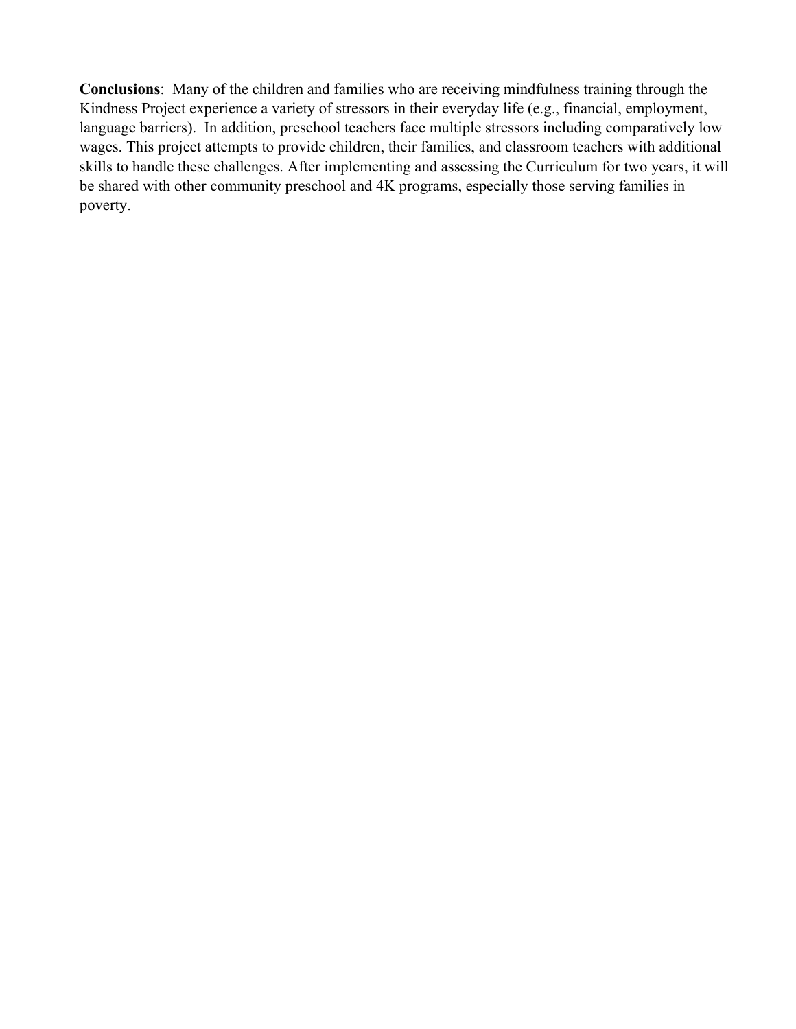**Conclusions**: Many of the children and families who are receiving mindfulness training through the Kindness Project experience a variety of stressors in their everyday life (e.g., financial, employment, language barriers). In addition, preschool teachers face multiple stressors including comparatively low wages. This project attempts to provide children, their families, and classroom teachers with additional skills to handle these challenges. After implementing and assessing the Curriculum for two years, it will be shared with other community preschool and 4K programs, especially those serving families in poverty.